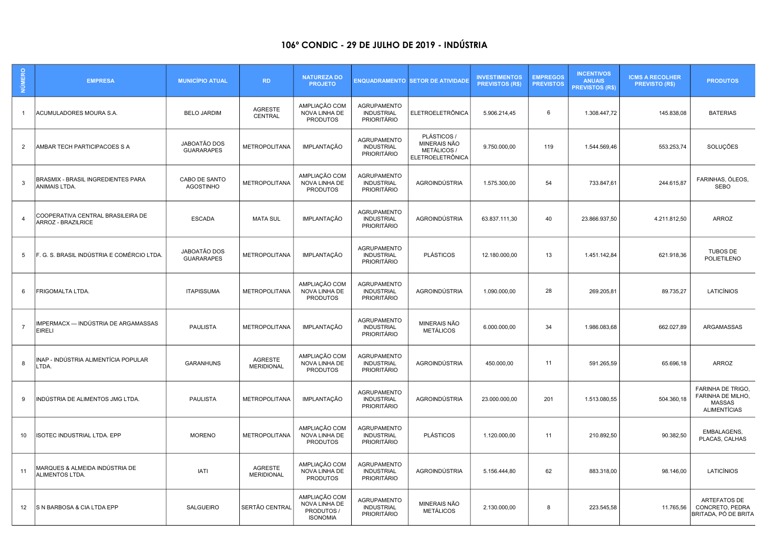## 106º CONDIC - 29 DE JULHO DE 2019 - INDÚSTRIA

| NÚMERO | EMPRESA | MUNICÍPIO ATUAL | RD | NATUREZA DO PROJETO | ENQUADRAMENTO | SETOR DE ATIVIDADE | INVESTIMENTOS PREVISTOS (R$) | EMPREGOS PREVISTOS | INCENTIVOS ANUAIS PREVISTOS (R$) | ICMS A RECOLHER PREVISTO (R$) | PRODUTOS |
|---|---|---|---|---|---|---|---|---|---|---|---|
| 1 | ACUMULADORES MOURA S.A. | BELO JARDIM | AGRESTE CENTRAL | AMPLIAÇÃO COM NOVA LINHA DE PRODUTOS | AGRUPAMENTO INDUSTRIAL PRIORITÁRIO | ELETROELETRÔNICA | 5.906.214,45 | 6 | 1.308.447,72 | 145.838,08 | BATERIAS |
| 2 | AMBAR TECH PARTICIPACOES S A | JABOATÃO DOS GUARARAPES | METROPOLITANA | IMPLANTAÇÃO | AGRUPAMENTO INDUSTRIAL PRIORITÁRIO | PLÁSTICOS / MINERAIS NÃO METÁLICOS / ELETROELETRÔNICA | 9.750.000,00 | 119 | 1.544.569,46 | 553.253,74 | SOLUÇÕES |
| 3 | BRASMIX - BRASIL INGREDIENTES PARA ANIMAIS LTDA. | CABO DE SANTO AGOSTINHO | METROPOLITANA | AMPLIAÇÃO COM NOVA LINHA DE PRODUTOS | AGRUPAMENTO INDUSTRIAL PRIORITÁRIO | AGROINDÚSTRIA | 1.575.300,00 | 54 | 733.847,61 | 244.615,87 | FARINHAS, ÓLEOS, SEBO |
| 4 | COOPERATIVA CENTRAL BRASILEIRA DE ARROZ - BRAZILRICE | ESCADA | MATA SUL | IMPLANTAÇÃO | AGRUPAMENTO INDUSTRIAL PRIORITÁRIO | AGROINDÚSTRIA | 63.837.111,30 | 40 | 23.866.937,50 | 4.211.812,50 | ARROZ |
| 5 | F. G. S. BRASIL INDÚSTRIA E COMÉRCIO LTDA. | JABOATÃO DOS GUARARAPES | METROPOLITANA | IMPLANTAÇÃO | AGRUPAMENTO INDUSTRIAL PRIORITÁRIO | PLÁSTICOS | 12.180.000,00 | 13 | 1.451.142,84 | 621.918,36 | TUBOS DE POLIETILENO |
| 6 | FRIGOMALTA LTDA. | ITAPISSUMA | METROPOLITANA | AMPLIAÇÃO COM NOVA LINHA DE PRODUTOS | AGRUPAMENTO INDUSTRIAL PRIORITÁRIO | AGROINDÚSTRIA | 1.090.000,00 | 28 | 269.205,81 | 89.735,27 | LATICÍNIOS |
| 7 | IMPERMACX — INDÚSTRIA DE ARGAMASSAS EIRELI | PAULISTA | METROPOLITANA | IMPLANTAÇÃO | AGRUPAMENTO INDUSTRIAL PRIORITÁRIO | MINERAIS NÃO METÁLICOS | 6.000.000,00 | 34 | 1.986.083,68 | 662.027,89 | ARGAMASSAS |
| 8 | INAP - INDÚSTRIA ALIMENTÍCIA POPULAR LTDA. | GARANHUNS | AGRESTE MERIDIONAL | AMPLIAÇÃO COM NOVA LINHA DE PRODUTOS | AGRUPAMENTO INDUSTRIAL PRIORITÁRIO | AGROINDÚSTRIA | 450.000,00 | 11 | 591.265,59 | 65.696,18 | ARROZ |
| 9 | INDÚSTRIA DE ALIMENTOS JMG LTDA. | PAULISTA | METROPOLITANA | IMPLANTAÇÃO | AGRUPAMENTO INDUSTRIAL PRIORITÁRIO | AGROINDÚSTRIA | 23.000.000,00 | 201 | 1.513.080,55 | 504.360,18 | FARINHA DE TRIGO, FARINHA DE MILHO, MASSAS ALIMENTÍCIAS |
| 10 | ISOTEC INDUSTRIAL LTDA. EPP | MORENO | METROPOLITANA | AMPLIAÇÃO COM NOVA LINHA DE PRODUTOS | AGRUPAMENTO INDUSTRIAL PRIORITÁRIO | PLÁSTICOS | 1.120.000,00 | 11 | 210.892,50 | 90.382,50 | EMBALAGENS, PLACAS, CALHAS |
| 11 | MARQUES & ALMEIDA INDÚSTRIA DE ALIMENTOS LTDA. | IATI | AGRESTE MERIDIONAL | AMPLIAÇÃO COM NOVA LINHA DE PRODUTOS | AGRUPAMENTO INDUSTRIAL PRIORITÁRIO | AGROINDÚSTRIA | 5.156.444,80 | 62 | 883.318,00 | 98.146,00 | LATICÍNIOS |
| 12 | S N BARBOSA & CIA LTDA EPP | SALGUEIRO | SERTÃO CENTRAL | AMPLIAÇÃO COM NOVA LINHA DE PRODUTOS / ISONOMIA | AGRUPAMENTO INDUSTRIAL PRIORITÁRIO | MINERAIS NÃO METÁLICOS | 2.130.000,00 | 8 | 223.545,58 | 11.765,56 | ARTEFATOS DE CONCRETO, PEDRA BRITADA, PÓ DE BRITA |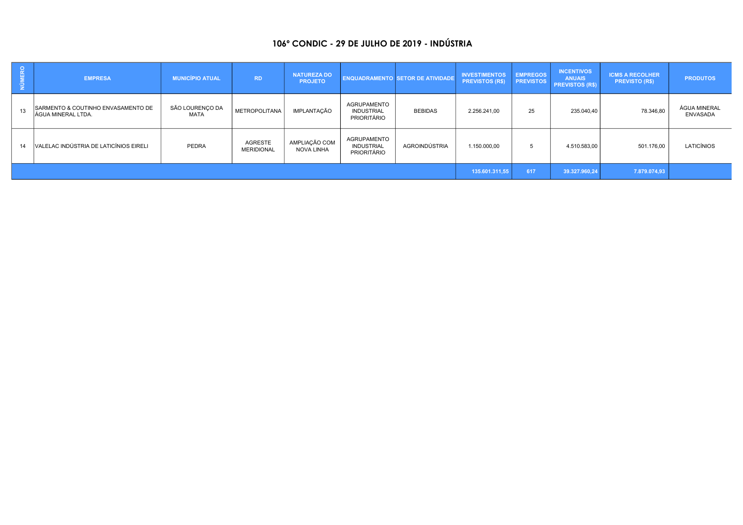# 106º CONDIC - 29 DE JULHO DE 2019 - INDÚSTRIA

| NÚMERO | EMPRESA | MUNICÍPIO ATUAL | RD | NATUREZA DO PROJETO | ENQUADRAMENTO | SETOR DE ATIVIDADE | INVESTIMENTOS PREVISTOS (R$) | EMPREGOS PREVISTOS | INCENTIVOS ANUAIS PREVISTOS (R$) | ICMS A RECOLHER PREVISTO (R$) | PRODUTOS |
|---|---|---|---|---|---|---|---|---|---|---|---|
| 13 | SARMENTO & COUTINHO ENVASAMENTO DE ÁGUA MINERAL LTDA. | SÃO LOURENÇO DA MATA | METROPOLITANA | IMPLANTAÇÃO | AGRUPAMENTO INDUSTRIAL PRIORITÁRIO | BEBIDAS | 2.256.241,00 | 25 | 235.040,40 | 78.346,80 | ÁGUA MINERAL ENVASADA |
| 14 | VALELAC INDÚSTRIA DE LATICÍNIOS EIRELI | PEDRA | AGRESTE MERIDIONAL | AMPLIAÇÃO COM NOVA LINHA | AGRUPAMENTO INDUSTRIAL PRIORITÁRIO | AGROINDÚSTRIA | 1.150.000,00 | 5 | 4.510.583,00 | 501.176,00 | LATICÍNIOS |
| | | | | | | | 135.601.311,55 | 617 | 39.327.960,24 | 7.879.074,93 | |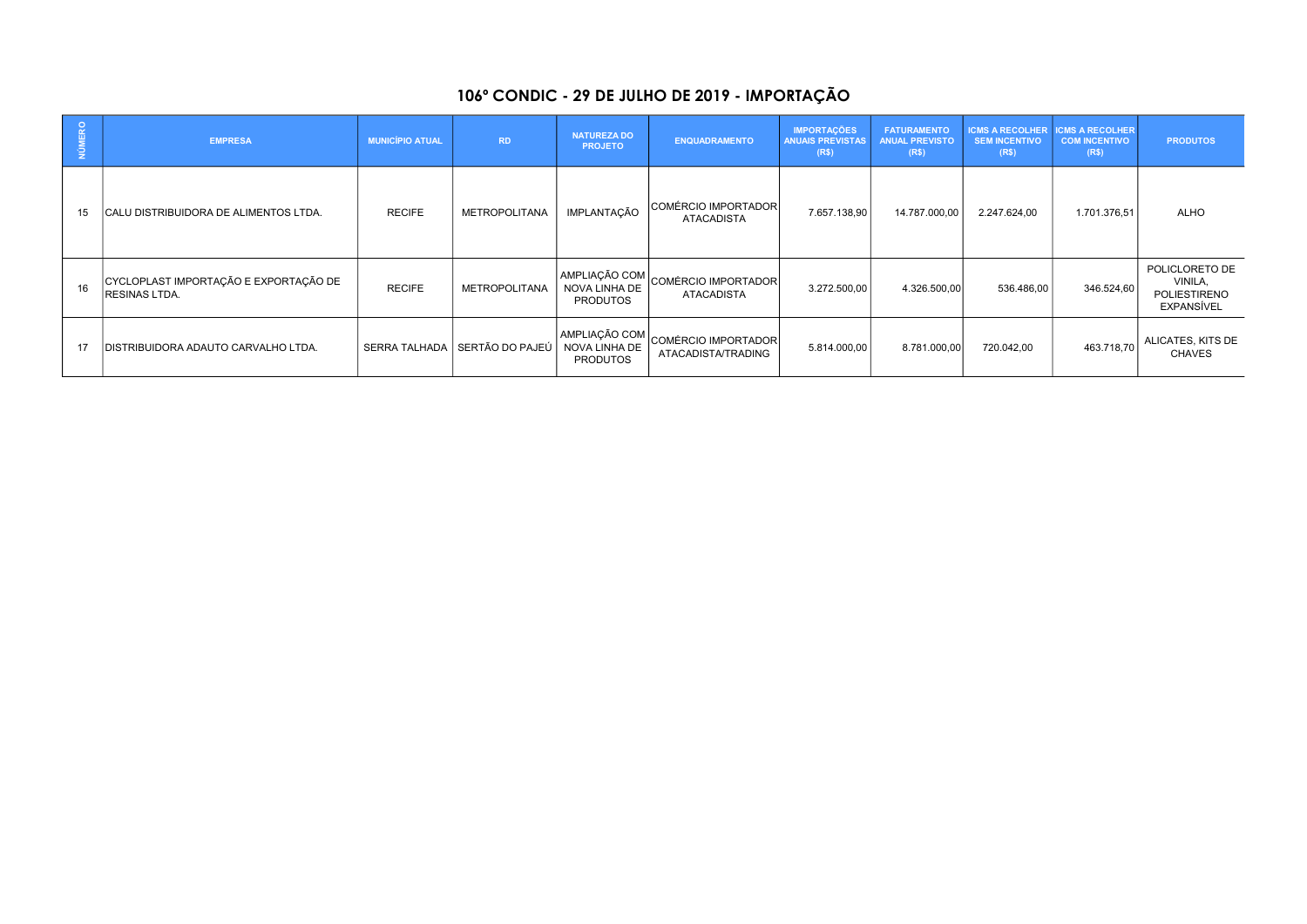# 106º CONDIC - 29 DE JULHO DE 2019 - IMPORTAÇÃO

| NÚMERO | EMPRESA | MUNICÍPIO ATUAL | RD | NATUREZA DO PROJETO | ENQUADRAMENTO | IMPORTAÇÕES ANUAIS PREVISTAS (R$) | FATURAMENTO ANUAL PREVISTO (R$) | ICMS A RECOLHER SEM INCENTIVO (R$) | ICMS A RECOLHER COM INCENTIVO (R$) | PRODUTOS |
|---|---|---|---|---|---|---|---|---|---|---|
| 15 | CALU DISTRIBUIDORA DE ALIMENTOS LTDA. | RECIFE | METROPOLITANA | IMPLANTAÇÃO | COMÉRCIO IMPORTADOR ATACADISTA | 7.657.138,90 | 14.787.000,00 | 2.247.624,00 | 1.701.376,51 | ALHO |
| 16 | CYCLOPLAST IMPORTAÇÃO E EXPORTAÇÃO DE RESINAS LTDA. | RECIFE | METROPOLITANA | AMPLIAÇÃO COM NOVA LINHA DE PRODUTOS | COMÉRCIO IMPORTADOR ATACADISTA | 3.272.500,00 | 4.326.500,00 | 536.486,00 | 346.524,60 | POLICLORETO DE VINILA, POLIESTIRENO EXPANSÍVEL |
| 17 | DISTRIBUIDORA ADAUTO CARVALHO LTDA. | SERRA TALHADA | SERTÃO DO PAJEÚ | AMPLIAÇÃO COM NOVA LINHA DE PRODUTOS | COMÉRCIO IMPORTADOR ATACADISTA/TRADING | 5.814.000,00 | 8.781.000,00 | 720.042,00 | 463.718,70 | ALICATES, KITS DE CHAVES |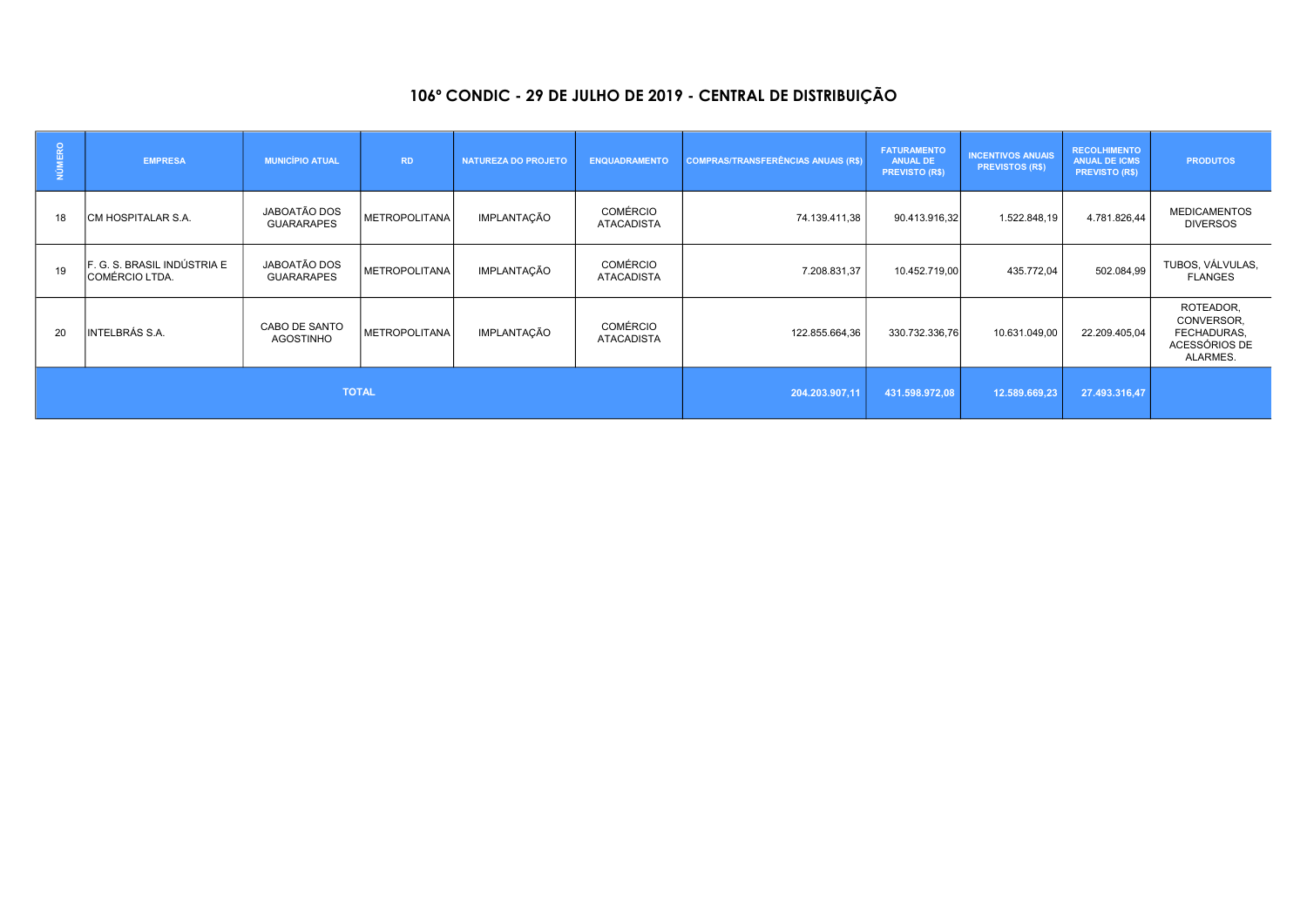# 106º CONDIC - 29 DE JULHO DE 2019 - CENTRAL DE DISTRIBUIÇÃO

| NÚMERO | EMPRESA | MUNICÍPIO ATUAL | RD | NATUREZA DO PROJETO | ENQUADRAMENTO | COMPRAS/TRANSFERÊNCIAS ANUAIS (R$) | FATURAMENTO ANUAL DE PREVISTO (R$) | INCENTIVOS ANUAIS PREVISTOS (R$) | RECOLHIMENTO ANUAL DE ICMS PREVISTO (R$) | PRODUTOS |
|---|---|---|---|---|---|---|---|---|---|---|
| 18 | CM HOSPITALAR S.A. | JABOATÃO DOS GUARARAPES | METROPOLITANA | IMPLANTAÇÃO | COMÉRCIO ATACADISTA | 74.139.411,38 | 90.413.916,32 | 1.522.848,19 | 4.781.826,44 | MEDICAMENTOS DIVERSOS |
| 19 | F. G. S. BRASIL INDÚSTRIA E COMÉRCIO LTDA. | JABOATÃO DOS GUARARAPES | METROPOLITANA | IMPLANTAÇÃO | COMÉRCIO ATACADISTA | 7.208.831,37 | 10.452.719,00 | 435.772,04 | 502.084,99 | TUBOS, VÁLVULAS, FLANGES |
| 20 | INTELBRÁS S.A. | CABO DE SANTO AGOSTINHO | METROPOLITANA | IMPLANTAÇÃO | COMÉRCIO ATACADISTA | 122.855.664,36 | 330.732.336,76 | 10.631.049,00 | 22.209.405,04 | ROTEADOR, CONVERSOR, FECHADURAS, ACESSÓRIOS DE ALARMES. |
| TOTAL | | | | | | 204.203.907,11 | 431.598.972,08 | 12.589.669,23 | 27.493.316,47 | |